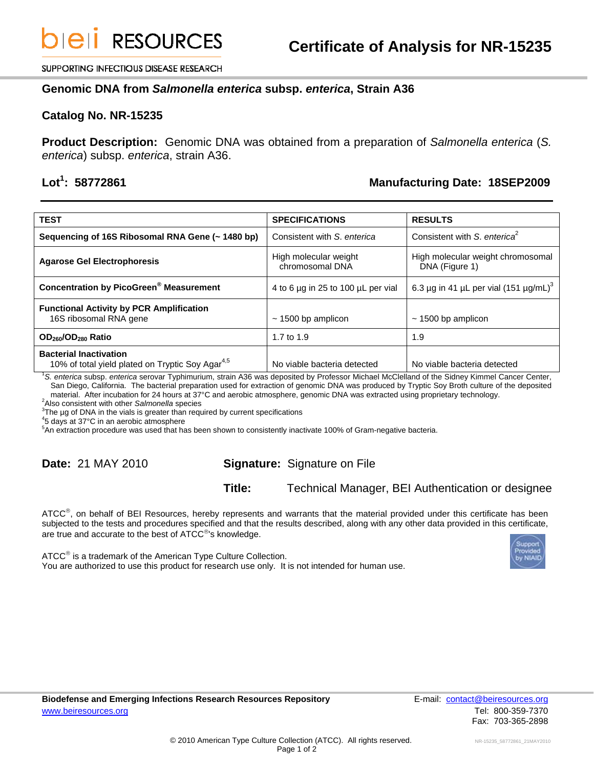bei RESOURCES

SUPPORTING INFECTIOUS DISEASE RESEARCH

# Certificate of Analysis for NR-15235

## Genomic DNA from *Salmonella enterica* subsp. *enterica*, Strain A36

**Catalog No. NR-15235**

**Product Description:** Genomic DNA was obtained from a preparation of *Salmonella enterica* (*S. enterica*) subsp. *enterica*, strain A36.

**Lot[1]: 58772861** **Manufacturing Date: 18SEP2009**

| TEST | SPECIFICATIONS | RESULTS |
|---|---|---|
| **Sequencing of 16S Ribosomal RNA Gene (~ 1480 bp)** | Consistent with *S. enterica* | Consistent with *S. enterica*[2] |
| **Agarose Gel Electrophoresis** | High molecular weight chromosomal DNA | High molecular weight chromosomal DNA (Figure 1) |
| **Concentration by PicoGreen® Measurement** | 4 to 6 µg in 25 to 100 µL per vial | 6.3 µg in 41 µL per vial (151 µg/mL)[3] |
| **Functional Activity by PCR Amplification** 16S ribosomal RNA gene | ~ 1500 bp amplicon | ~ 1500 bp amplicon |
| **$OD_{260}/OD_{280}$ Ratio** | 1.7 to 1.9 | 1.9 |
| **Bacterial Inactivation** 10% of total yield plated on Tryptic Soy Agar[4,5] | No viable bacteria detected | No viable bacteria detected |

[1]*S. enterica* subsp. *enterica* serovar Typhimurium, strain A36 was deposited by Professor Michael McClelland of the Sidney Kimmel Cancer Center, San Diego, California. The bacterial preparation used for extraction of genomic DNA was produced by Tryptic Soy Broth culture of the deposited material. After incubation for 24 hours at 37°C and aerobic atmosphere, genomic DNA was extracted using proprietary technology.
[2]Also consistent with other *Salmonella* species
[3]The µg of DNA in the vials is greater than required by current specifications
[4]5 days at 37°C in an aerobic atmosphere
[5]An extraction procedure was used that has been shown to consistently inactivate 100% of Gram-negative bacteria.

**Date:** 21 MAY 2010 **Signature:** Signature on File

**Title:** Technical Manager, BEI Authentication or designee

ATCC®, on behalf of BEI Resources, hereby represents and warrants that the material provided under this certificate has been subjected to the tests and procedures specified and that the results described, along with any other data provided in this certificate, are true and accurate to the best of ATCC®'s knowledge.

ATCC® is a trademark of the American Type Culture Collection.
You are authorized to use this product for research use only. It is not intended for human use.

Support Provided by NIAID

**Biodefense and Emerging Infections Research Resources Repository**
www.beiresources.org

E-mail: contact@beiresources.org
Tel: 800-359-7370
Fax: 703-365-2898

© 2010 American Type Culture Collection (ATCC). All rights reserved.

NR-15235_58772861_21MAY2010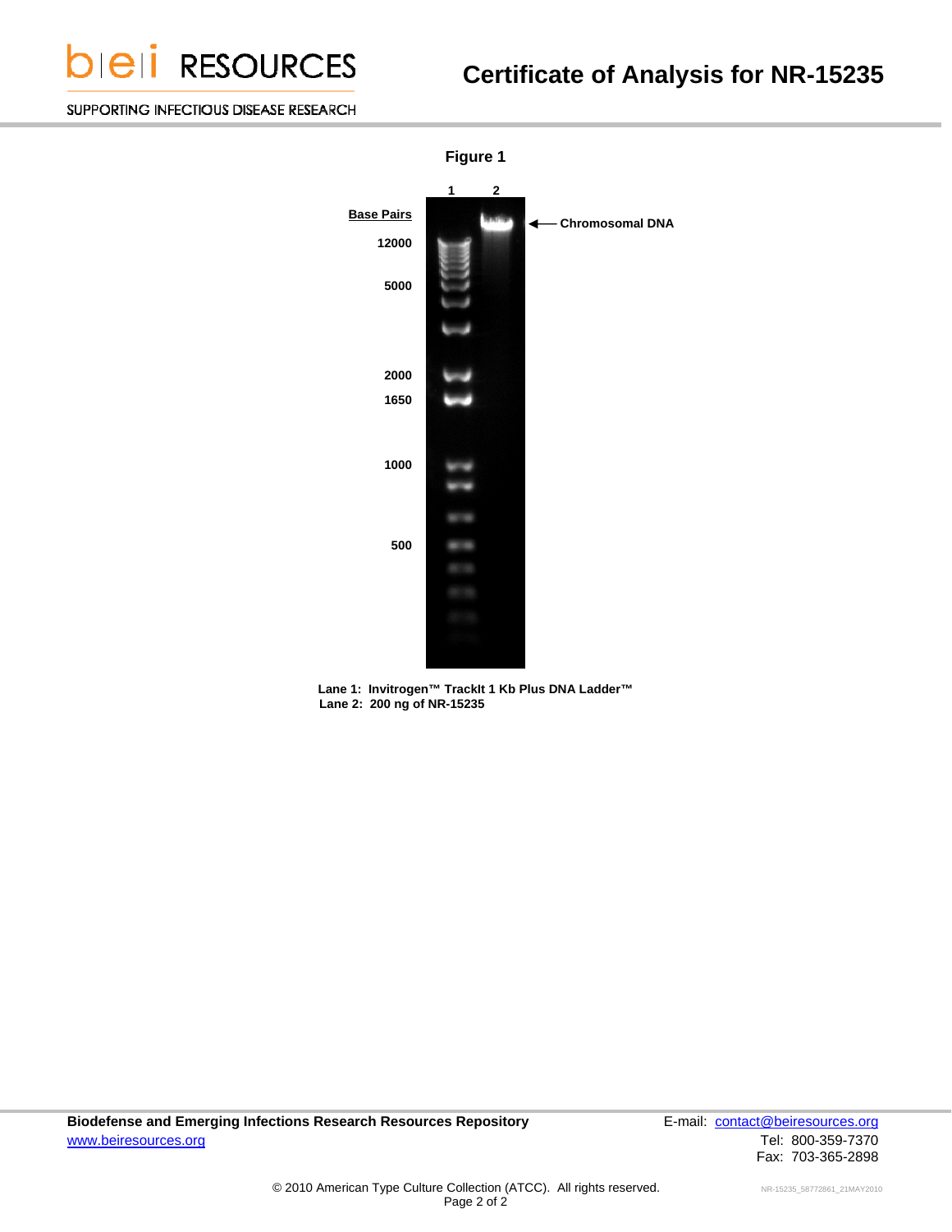Figure 1

1 2

Base Pairs

12000

5000

2000

1650

1000

500

Chromosomal DNA

**Lane 1: Invitrogen™ TrackIt 1 Kb Plus DNA Ladder™**
**Lane 2: 200 ng of NR-15235**